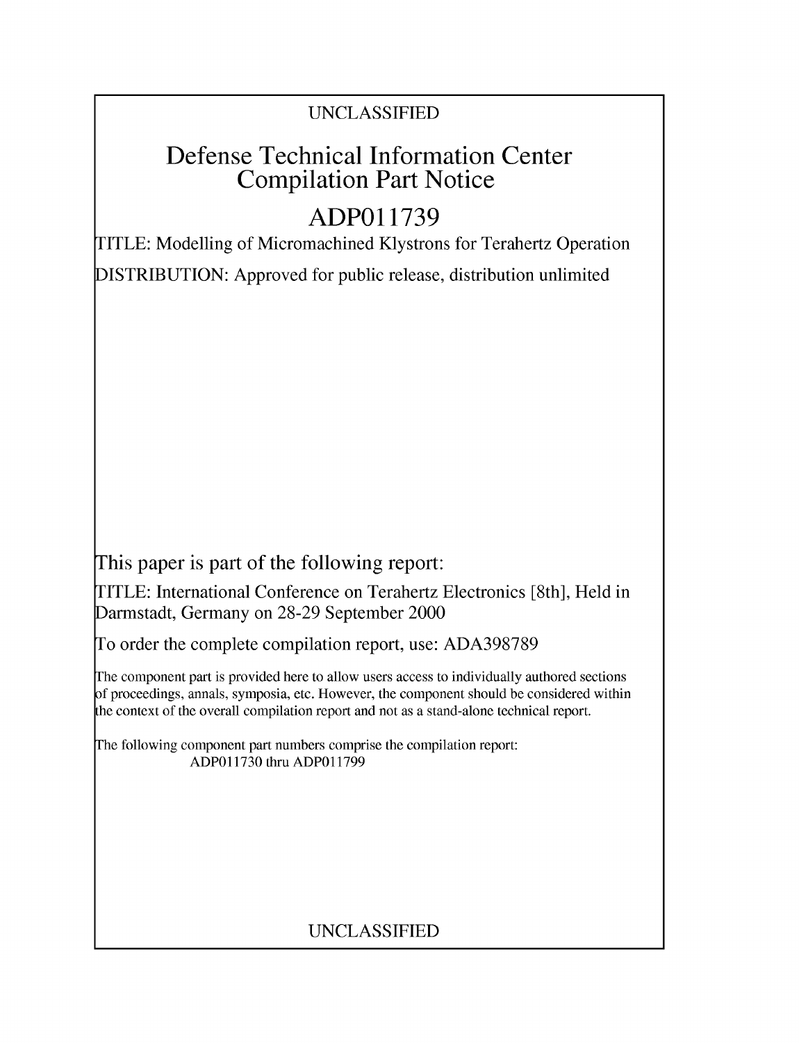UNCLASSIFIED

# Defense Technical Information Center Compilation Part Notice

# ADP011739

TITLE: Modelling of Micromachined Klystrons for Terahertz Operation

DISTRIBUTION: Approved for public release, distribution unlimited

This paper is part of the following report:

TITLE: International Conference on Terahertz Electronics [8th], Held in Darmstadt, Germany on 28-29 September 2000

To order the complete compilation report, use: ADA398789

The component part is provided here to allow users access to individually authored sections of proceedings, annals, symposia, etc. However, the component should be considered within the context of the overall compilation report and not as a stand-alone technical report.

The following component part numbers comprise the compilation report:
ADP011730 thru ADP011799

UNCLASSIFIED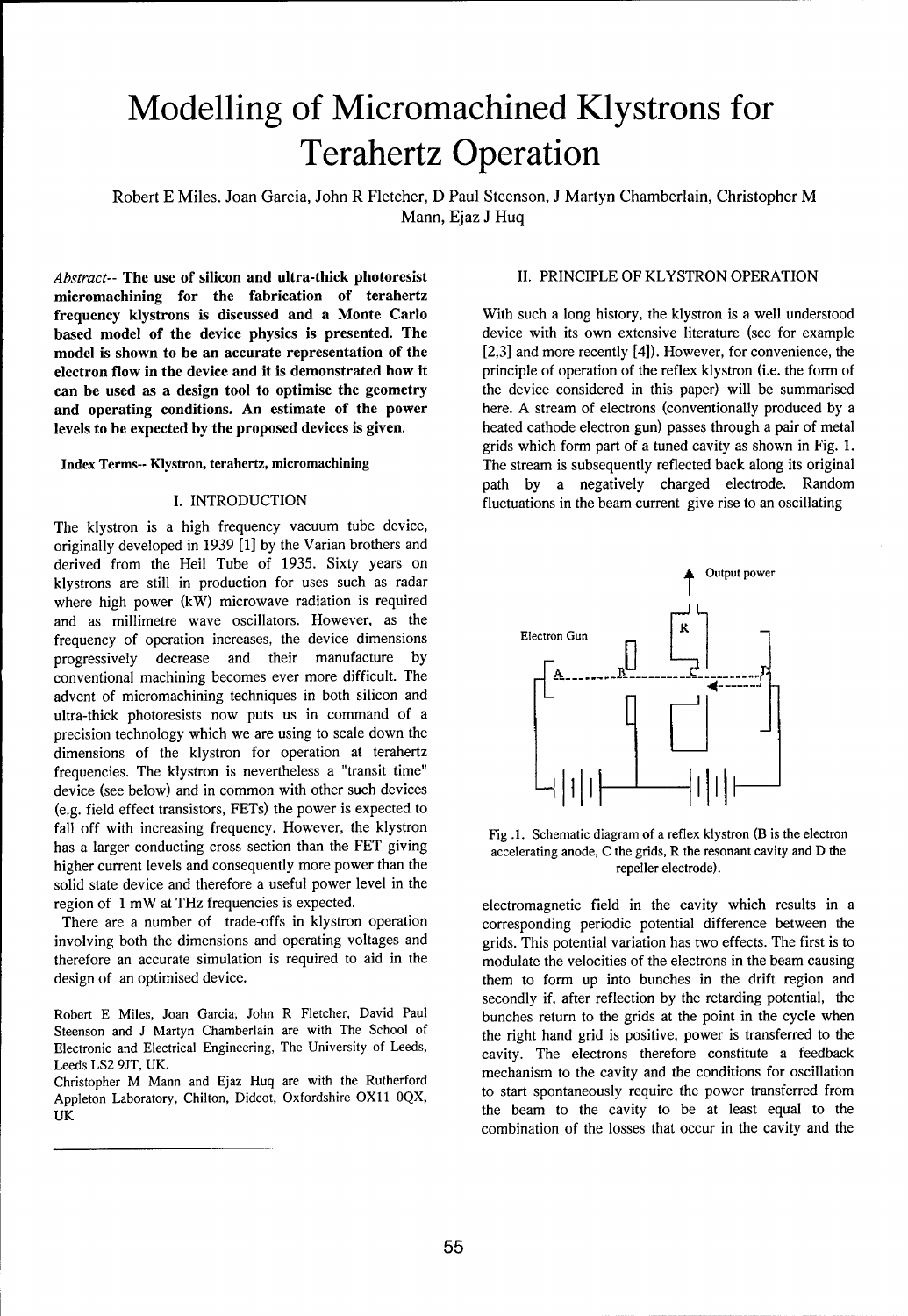# Modelling of Micromachined Klystrons for Terahertz Operation

Robert E Miles. Joan Garcia, John R Fletcher, D Paul Steenson, J Martyn Chamberlain, Christopher M Mann, Ejaz J Huq

*Abstract*-- **The use of silicon and ultra-thick photoresist micromachining for the fabrication of terahertz frequency klystrons is discussed and a Monte Carlo based model of the device physics is presented. The model is shown to be an accurate representation of the electron flow in the device and it is demonstrated how it can be used as a design tool to optimise the geometry and operating conditions. An estimate of the power levels to be expected by the proposed devices is given.**

**Index Terms**-- Klystron, terahertz, micromachining

## I. INTRODUCTION

The klystron is a high frequency vacuum tube device, originally developed in 1939 [1] by the Varian brothers and derived from the Heil Tube of 1935. Sixty years on klystrons are still in production for uses such as radar where high power (kW) microwave radiation is required and as millimetre wave oscillators. However, as the frequency of operation increases, the device dimensions progressively decrease and their manufacture by conventional machining becomes ever more difficult. The advent of micromachining techniques in both silicon and ultra-thick photoresists now puts us in command of a precision technology which we are using to scale down the dimensions of the klystron for operation at terahertz frequencies. The klystron is nevertheless a "transit time" device (see below) and in common with other such devices (e.g. field effect transistors, FETs) the power is expected to fall off with increasing frequency. However, the klystron has a larger conducting cross section than the FET giving higher current levels and consequently more power than the solid state device and therefore a useful power level in the region of 1 mW at THz frequencies is expected.

There are a number of trade-offs in klystron operation involving both the dimensions and operating voltages and therefore an accurate simulation is required to aid in the design of an optimised device.

Robert E Miles, Joan Garcia, John R Fletcher, David Paul Steenson and J Martyn Chamberlain are with The School of Electronic and Electrical Engineering, The University of Leeds, Leeds LS2 9JT, UK.

Christopher M Mann and Ejaz Huq are with the Rutherford Appleton Laboratory, Chilton, Didcot, Oxfordshire OX11 0QX, UK

## II. PRINCIPLE OF KLYSTRON OPERATION

With such a long history, the klystron is a well understood device with its own extensive literature (see for example [2,3] and more recently [4]). However, for convenience, the principle of operation of the reflex klystron (i.e. the form of the device considered in this paper) will be summarised here. A stream of electrons (conventionally produced by a heated cathode electron gun) passes through a pair of metal grids which form part of a tuned cavity as shown in Fig. 1. The stream is subsequently reflected back along its original path by a negatively charged electrode. Random fluctuations in the beam current give rise to an oscillating electromagnetic field in the cavity which results in a corresponding periodic potential difference between the grids. This potential variation has two effects. The first is to modulate the velocities of the electrons in the beam causing them to form up into bunches in the drift region and secondly if, after reflection by the retarding potential, the bunches return to the grids at the point in the cycle when the right hand grid is positive, power is transferred to the cavity. The electrons therefore constitute a feedback mechanism to the cavity and the conditions for oscillation to start spontaneously require the power transferred from the beam to the cavity to be at least equal to the combination of the losses that occur in the cavity and the

Fig .1. Schematic diagram of a reflex klystron (B is the electron accelerating anode, C the grids, R the resonant cavity and D the repeller electrode).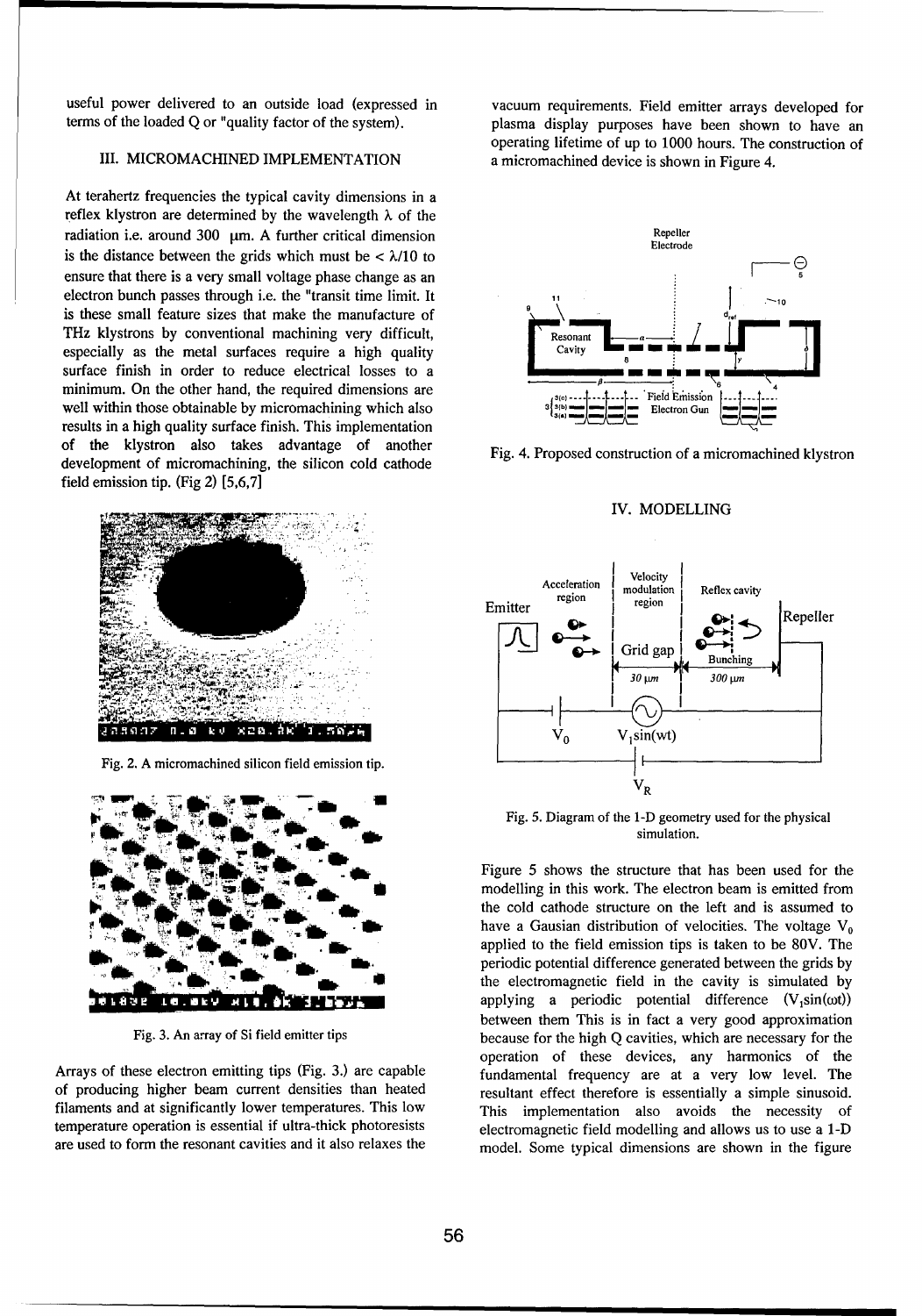useful power delivered to an outside load (expressed in terms of the loaded Q or "quality factor of the system).

## III. MICROMACHINED IMPLEMENTATION

At terahertz frequencies the typical cavity dimensions in a reflex klystron are determined by the wavelength $\lambda$ of the radiation i.e. around 300 μm. A further critical dimension is the distance between the grids which must be $< \lambda/10$ to ensure that there is a very small voltage phase change as an electron bunch passes through i.e. the "transit time limit. It is these small feature sizes that make the manufacture of THz klystrons by conventional machining very difficult, especially as the metal surfaces require a high quality surface finish in order to reduce electrical losses to a minimum. On the other hand, the required dimensions are well within those obtainable by micromachining which also results in a high quality surface finish. This implementation of the klystron also takes advantage of another development of micromachining, the silicon cold cathode field emission tip. (Fig 2) [5,6,7]

Fig. 2. A micromachined silicon field emission tip.

Fig. 3. An array of Si field emitter tips

Arrays of these electron emitting tips (Fig. 3.) are capable of producing higher beam current densities than heated filaments and at significantly lower temperatures. This low temperature operation is essential if ultra-thick photoresists are used to form the resonant cavities and it also relaxes the vacuum requirements. Field emitter arrays developed for plasma display purposes have been shown to have an operating lifetime of up to 1000 hours. The construction of a micromachined device is shown in Figure 4.

Fig. 4. Proposed construction of a micromachined klystron

## IV. MODELLING

Fig. 5. Diagram of the 1-D geometry used for the physical simulation.

Figure 5 shows the structure that has been used for the modelling in this work. The electron beam is emitted from the cold cathode structure on the left and is assumed to have a Gausian distribution of velocities. The voltage $V_0$ applied to the field emission tips is taken to be 80V. The periodic potential difference generated between the grids by the electromagnetic field in the cavity is simulated by applying a periodic potential difference ($V_1\sin(\omega t)$) between them This is in fact a very good approximation because for the high Q cavities, which are necessary for the operation of these devices, any harmonics of the fundamental frequency are at a very low level. The resultant effect therefore is essentially a simple sinusoid. This implementation also avoids the necessity of electromagnetic field modelling and allows us to use a 1-D model. Some typical dimensions are shown in the figure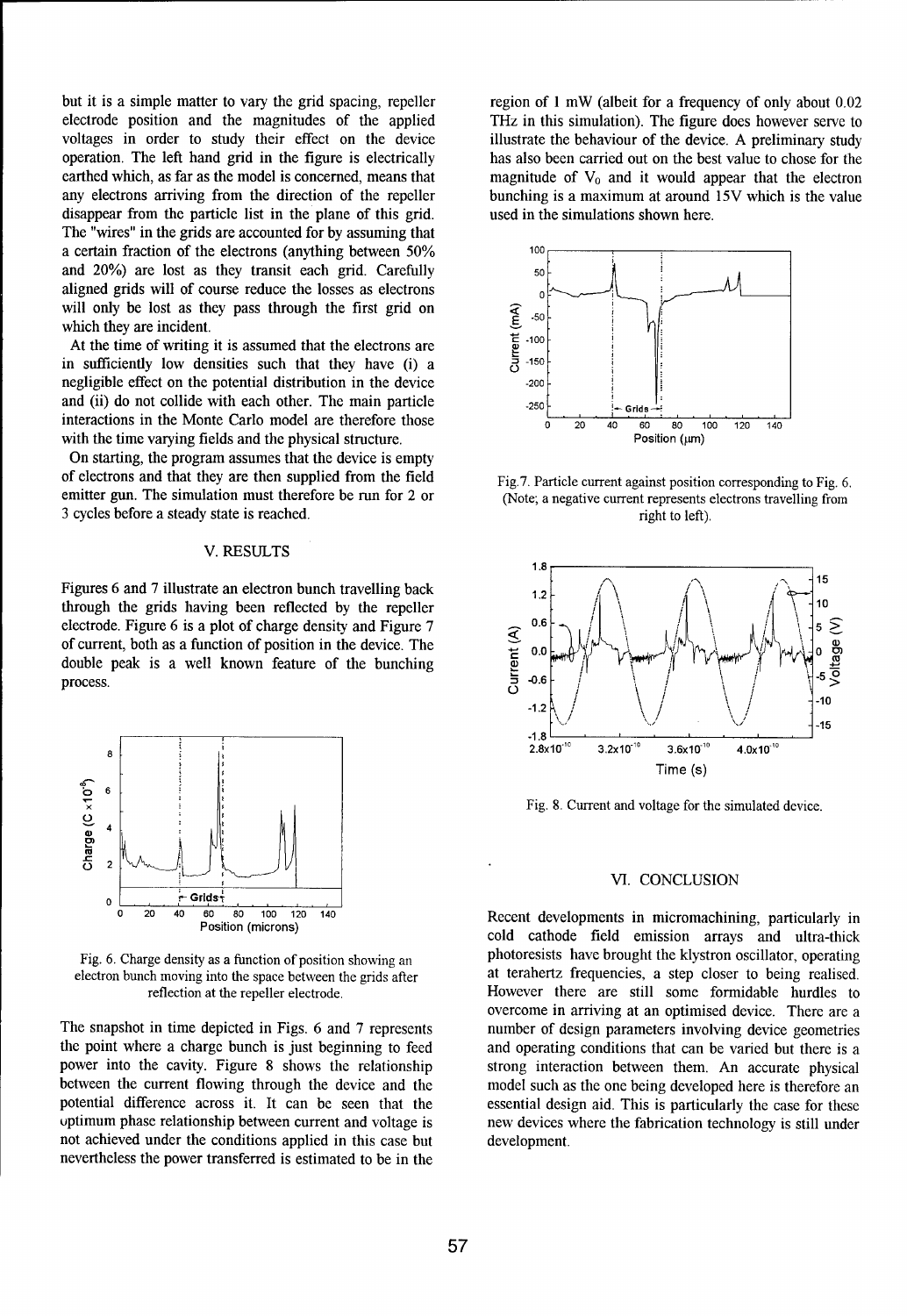but it is a simple matter to vary the grid spacing, repeller electrode position and the magnitudes of the applied voltages in order to study their effect on the device operation. The left hand grid in the figure is electrically earthed which, as far as the model is concerned, means that any electrons arriving from the direction of the repeller disappear from the particle list in the plane of this grid. The "wires" in the grids are accounted for by assuming that a certain fraction of the electrons (anything between 50% and 20%) are lost as they transit each grid. Carefully aligned grids will of course reduce the losses as electrons will only be lost as they pass through the first grid on which they are incident.

At the time of writing it is assumed that the electrons are in sufficiently low densities such that they have (i) a negligible effect on the potential distribution in the device and (ii) do not collide with each other. The main particle interactions in the Monte Carlo model are therefore those with the time varying fields and the physical structure.

On starting, the program assumes that the device is empty of electrons and that they are then supplied from the field emitter gun. The simulation must therefore be run for 2 or 3 cycles before a steady state is reached.

## V. RESULTS

Figures 6 and 7 illustrate an electron bunch travelling back through the grids having been reflected by the repeller electrode. Figure 6 is a plot of charge density and Figure 7 of current, both as a function of position in the device. The double peak is a well known feature of the bunching process.

Fig. 6. Charge density as a function of position showing an electron bunch moving into the space between the grids after reflection at the repeller electrode.

The snapshot in time depicted in Figs. 6 and 7 represents the point where a charge bunch is just beginning to feed power into the cavity. Figure 8 shows the relationship between the current flowing through the device and the potential difference across it. It can be seen that the optimum phase relationship between current and voltage is not achieved under the conditions applied in this case but nevertheless the power transferred is estimated to be in the region of 1 mW (albeit for a frequency of only about 0.02 THz in this simulation). The figure does however serve to illustrate the behaviour of the device. A preliminary study has also been carried out on the best value to chose for the magnitude of $V_0$ and it would appear that the electron bunching is a maximum at around 15V which is the value used in the simulations shown here.

Fig.7. Particle current against position corresponding to Fig. 6. (Note; a negative current represents electrons travelling from right to left).

Fig. 8. Current and voltage for the simulated device.

## VI. CONCLUSION

Recent developments in micromachining, particularly in cold cathode field emission arrays and ultra-thick photoresists have brought the klystron oscillator, operating at terahertz frequencies, a step closer to being realised. However there are still some formidable hurdles to overcome in arriving at an optimised device. There are a number of design parameters involving device geometries and operating conditions that can be varied but there is a strong interaction between them. An accurate physical model such as the one being developed here is therefore an essential design aid. This is particularly the case for these new devices where the fabrication technology is still under development.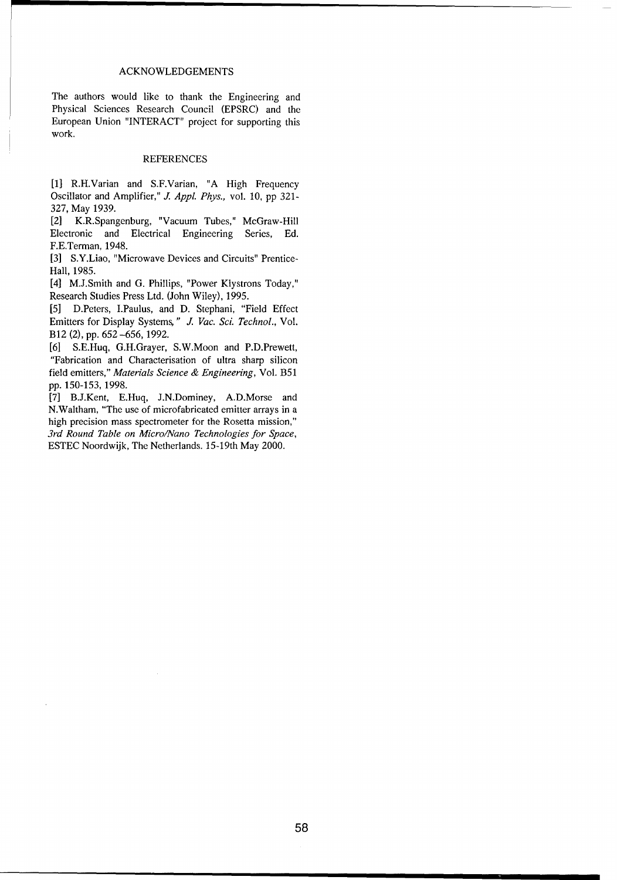## ACKNOWLEDGEMENTS

The authors would like to thank the Engineering and Physical Sciences Research Council (EPSRC) and the European Union "INTERACT" project for supporting this work.

## REFERENCES

[1] R.H.Varian and S.F.Varian, "A High Frequency Oscillator and Amplifier," *J. Appl. Phys.*, vol. 10, pp 321-327, May 1939.

[2] K.R.Spangenburg, "Vacuum Tubes," McGraw-Hill Electronic and Electrical Engineering Series, Ed. F.E.Terman, 1948.

[3] S.Y.Liao, "Microwave Devices and Circuits" Prentice-Hall, 1985.

[4] M.J.Smith and G. Phillips, "Power Klystrons Today," Research Studies Press Ltd. (John Wiley), 1995.

[5] D.Peters, I.Paulus, and D. Stephani, "Field Effect Emitters for Display Systems," *J. Vac. Sci. Technol.*, Vol. B12 (2), pp. 652–656, 1992.

[6] S.E.Huq, G.H.Grayer, S.W.Moon and P.D.Prewett, "Fabrication and Characterisation of ultra sharp silicon field emitters," *Materials Science & Engineering*, Vol. B51 pp. 150-153, 1998.

[7] B.J.Kent, E.Huq, J.N.Dominey, A.D.Morse and N.Waltham, "The use of microfabricated emitter arrays in a high precision mass spectrometer for the Rosetta mission," *3rd Round Table on Micro/Nano Technologies for Space*, ESTEC Noordwijk, The Netherlands. 15-19th May 2000.